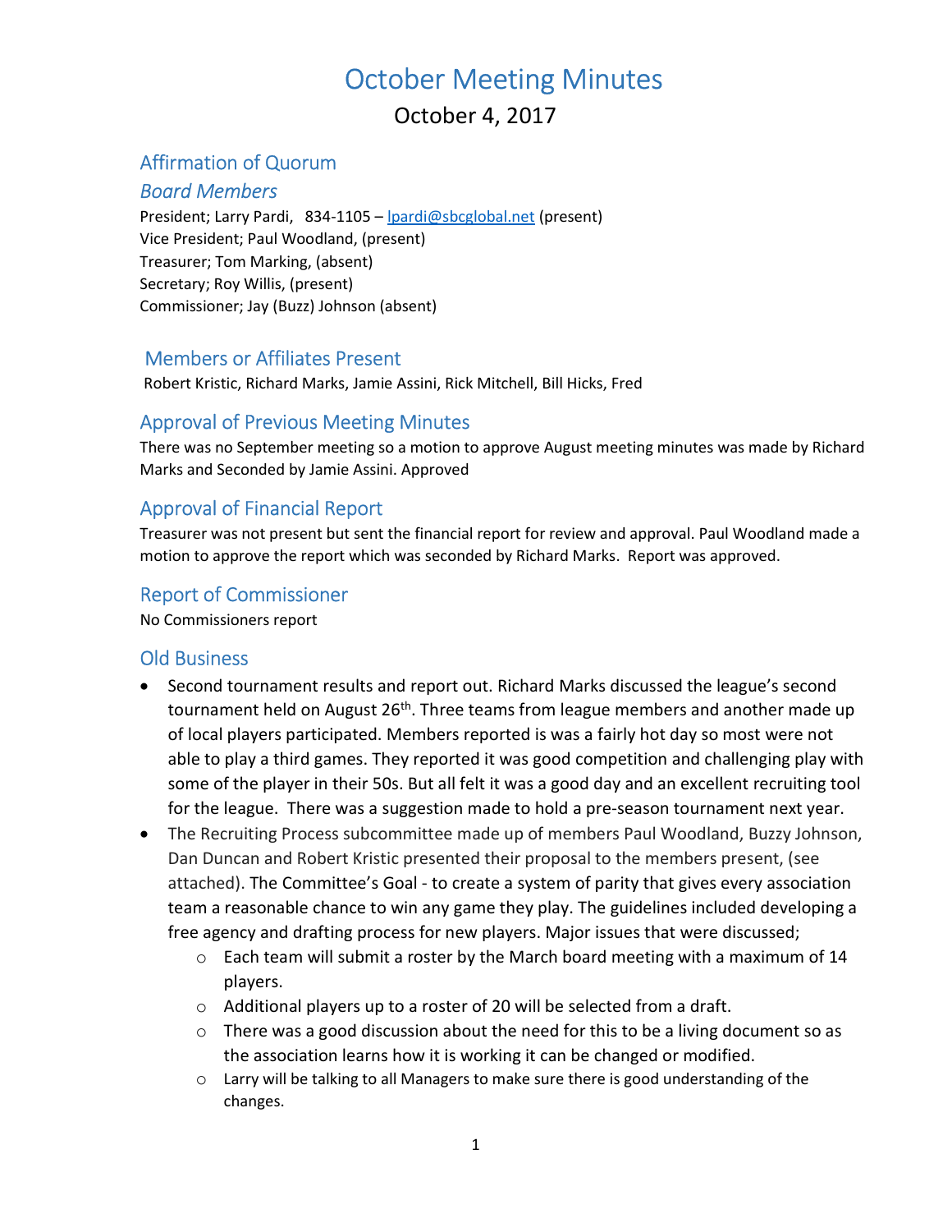# October Meeting Minutes

October 4, 2017

## Affirmation of Quorum

### *Board Members*

President; Larry Pardi, 834-1105 – lpardi@sbcglobal.net (present)
Vice President; Paul Woodland, (present)
Treasurer; Tom Marking, (absent)
Secretary; Roy Willis, (present)
Commissioner; Jay (Buzz) Johnson (absent)

## Members or Affiliates Present

Robert Kristic, Richard Marks, Jamie Assini, Rick Mitchell, Bill Hicks, Fred

## Approval of Previous Meeting Minutes

There was no September meeting so a motion to approve August meeting minutes was made by Richard Marks and Seconded by Jamie Assini. Approved

## Approval of Financial Report

Treasurer was not present but sent the financial report for review and approval. Paul Woodland made a motion to approve the report which was seconded by Richard Marks. Report was approved.

## Report of Commissioner

No Commissioners report

## Old Business

- Second tournament results and report out. Richard Marks discussed the league's second tournament held on August 26th. Three teams from league members and another made up of local players participated. Members reported is was a fairly hot day so most were not able to play a third games. They reported it was good competition and challenging play with some of the player in their 50s. But all felt it was a good day and an excellent recruiting tool for the league. There was a suggestion made to hold a pre-season tournament next year.
- The Recruiting Process subcommittee made up of members Paul Woodland, Buzzy Johnson, Dan Duncan and Robert Kristic presented their proposal to the members present, (see attached). The Committee's Goal - to create a system of parity that gives every association team a reasonable chance to win any game they play. The guidelines included developing a free agency and drafting process for new players. Major issues that were discussed;
  - Each team will submit a roster by the March board meeting with a maximum of 14 players.
  - Additional players up to a roster of 20 will be selected from a draft.
  - There was a good discussion about the need for this to be a living document so as the association learns how it is working it can be changed or modified.
  - Larry will be talking to all Managers to make sure there is good understanding of the changes.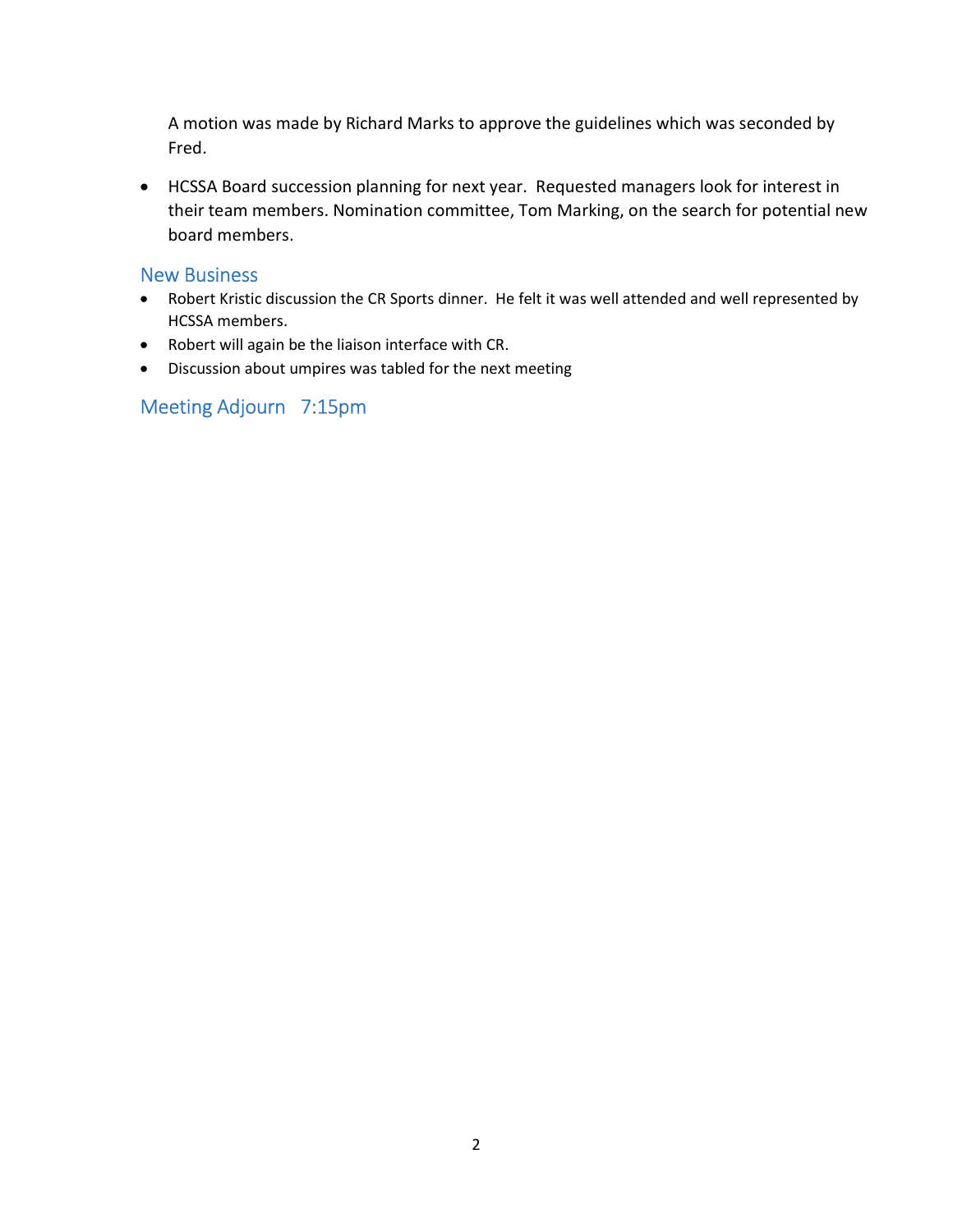A motion was made by Richard Marks to approve the guidelines which was seconded by Fred.

- HCSSA Board succession planning for next year. Requested managers look for interest in their team members. Nomination committee, Tom Marking, on the search for potential new board members.

## New Business

- Robert Kristic discussion the CR Sports dinner. He felt it was well attended and well represented by HCSSA members.
- Robert will again be the liaison interface with CR.
- Discussion about umpires was tabled for the next meeting

## Meeting Adjourn 7:15pm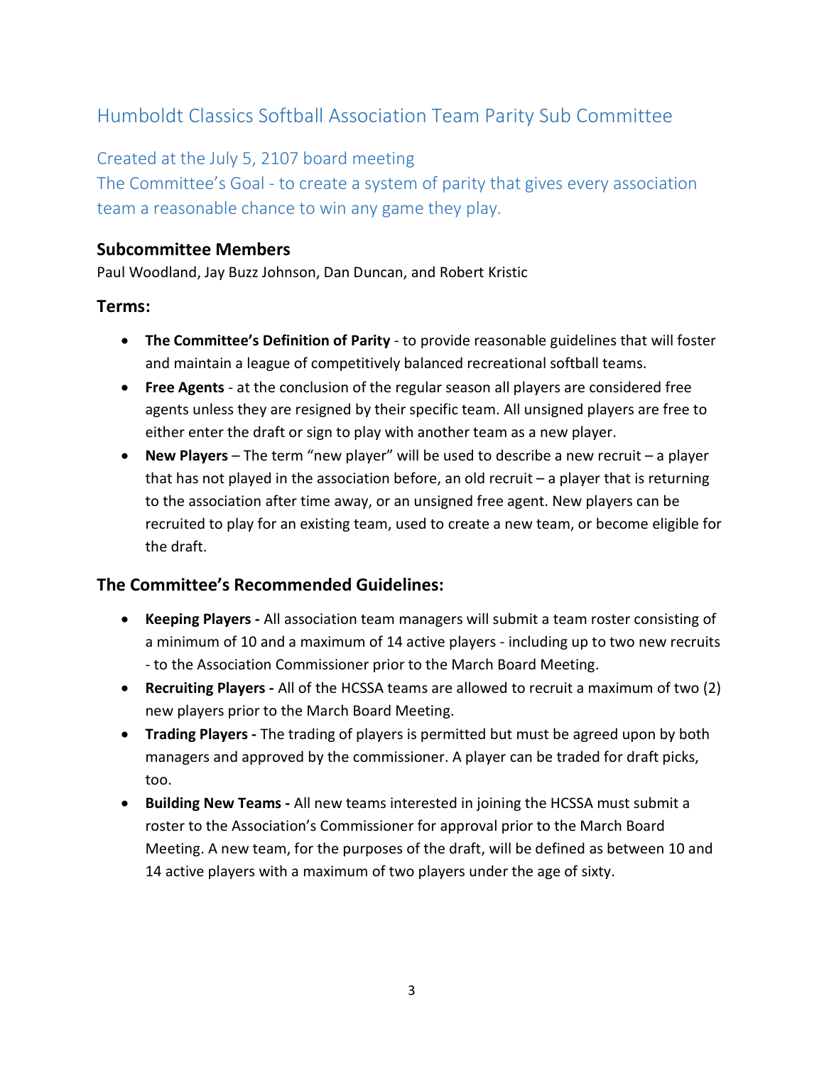# Humboldt Classics Softball Association Team Parity Sub Committee

Created at the July 5, 2107 board meeting
The Committee's Goal - to create a system of parity that gives every association team a reasonable chance to win any game they play.

### Subcommittee Members

Paul Woodland, Jay Buzz Johnson, Dan Duncan, and Robert Kristic

### Terms:

- **The Committee's Definition of Parity** - to provide reasonable guidelines that will foster and maintain a league of competitively balanced recreational softball teams.
- **Free Agents** - at the conclusion of the regular season all players are considered free agents unless they are resigned by their specific team. All unsigned players are free to either enter the draft or sign to play with another team as a new player.
- **New Players** – The term "new player" will be used to describe a new recruit – a player that has not played in the association before, an old recruit – a player that is returning to the association after time away, or an unsigned free agent. New players can be recruited to play for an existing team, used to create a new team, or become eligible for the draft.

### The Committee's Recommended Guidelines:

- **Keeping Players -** All association team managers will submit a team roster consisting of a minimum of 10 and a maximum of 14 active players - including up to two new recruits - to the Association Commissioner prior to the March Board Meeting.
- **Recruiting Players -** All of the HCSSA teams are allowed to recruit a maximum of two (2) new players prior to the March Board Meeting.
- **Trading Players -** The trading of players is permitted but must be agreed upon by both managers and approved by the commissioner. A player can be traded for draft picks, too.
- **Building New Teams -** All new teams interested in joining the HCSSA must submit a roster to the Association's Commissioner for approval prior to the March Board Meeting. A new team, for the purposes of the draft, will be defined as between 10 and 14 active players with a maximum of two players under the age of sixty.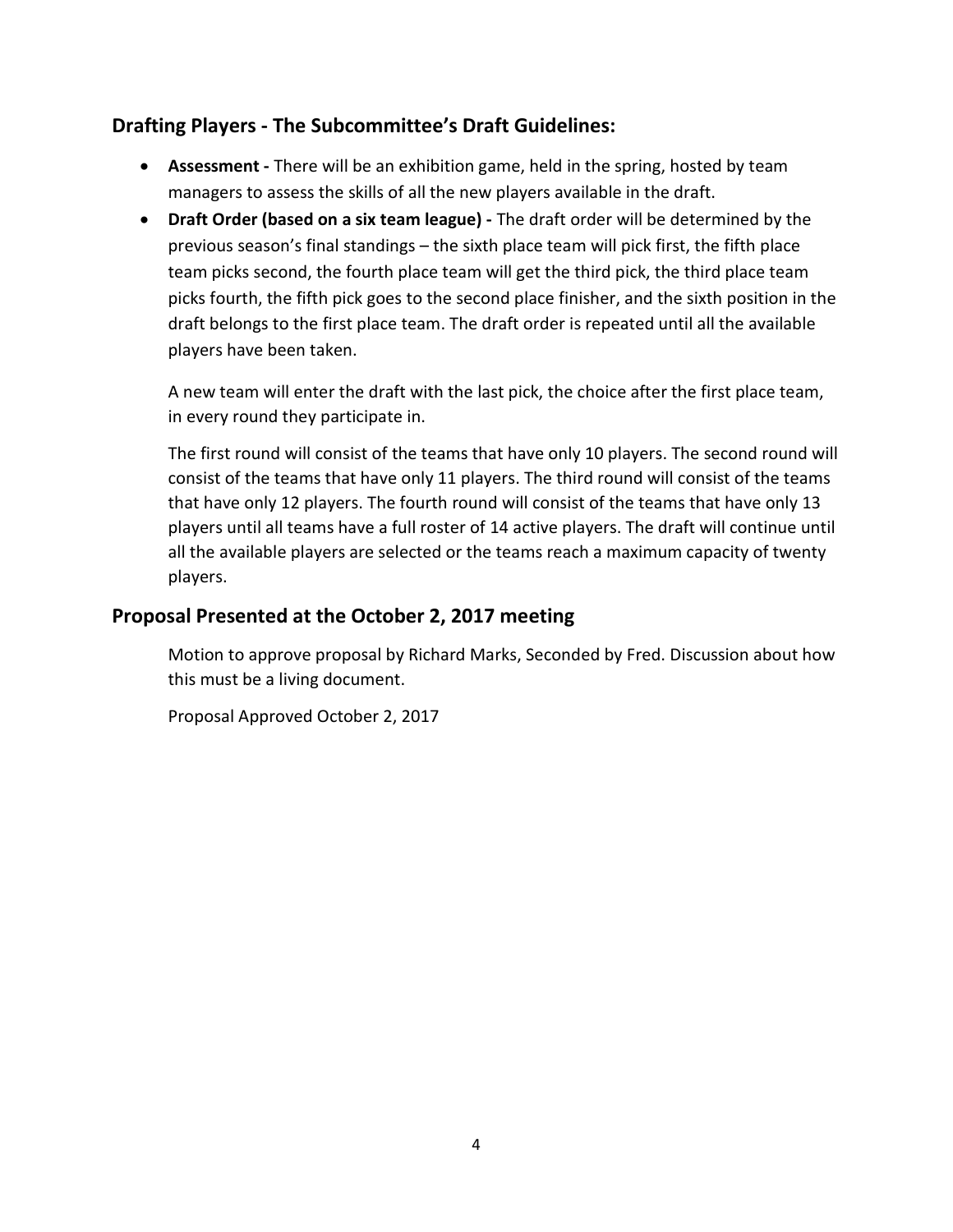## Drafting Players - The Subcommittee's Draft Guidelines:

- **Assessment -** There will be an exhibition game, held in the spring, hosted by team managers to assess the skills of all the new players available in the draft.
- **Draft Order (based on a six team league) -** The draft order will be determined by the previous season's final standings – the sixth place team will pick first, the fifth place team picks second, the fourth place team will get the third pick, the third place team picks fourth, the fifth pick goes to the second place finisher, and the sixth position in the draft belongs to the first place team. The draft order is repeated until all the available players have been taken.

  A new team will enter the draft with the last pick, the choice after the first place team, in every round they participate in.

  The first round will consist of the teams that have only 10 players. The second round will consist of the teams that have only 11 players. The third round will consist of the teams that have only 12 players. The fourth round will consist of the teams that have only 13 players until all teams have a full roster of 14 active players. The draft will continue until all the available players are selected or the teams reach a maximum capacity of twenty players.

## Proposal Presented at the October 2, 2017 meeting

Motion to approve proposal by Richard Marks, Seconded by Fred. Discussion about how this must be a living document.

Proposal Approved October 2, 2017